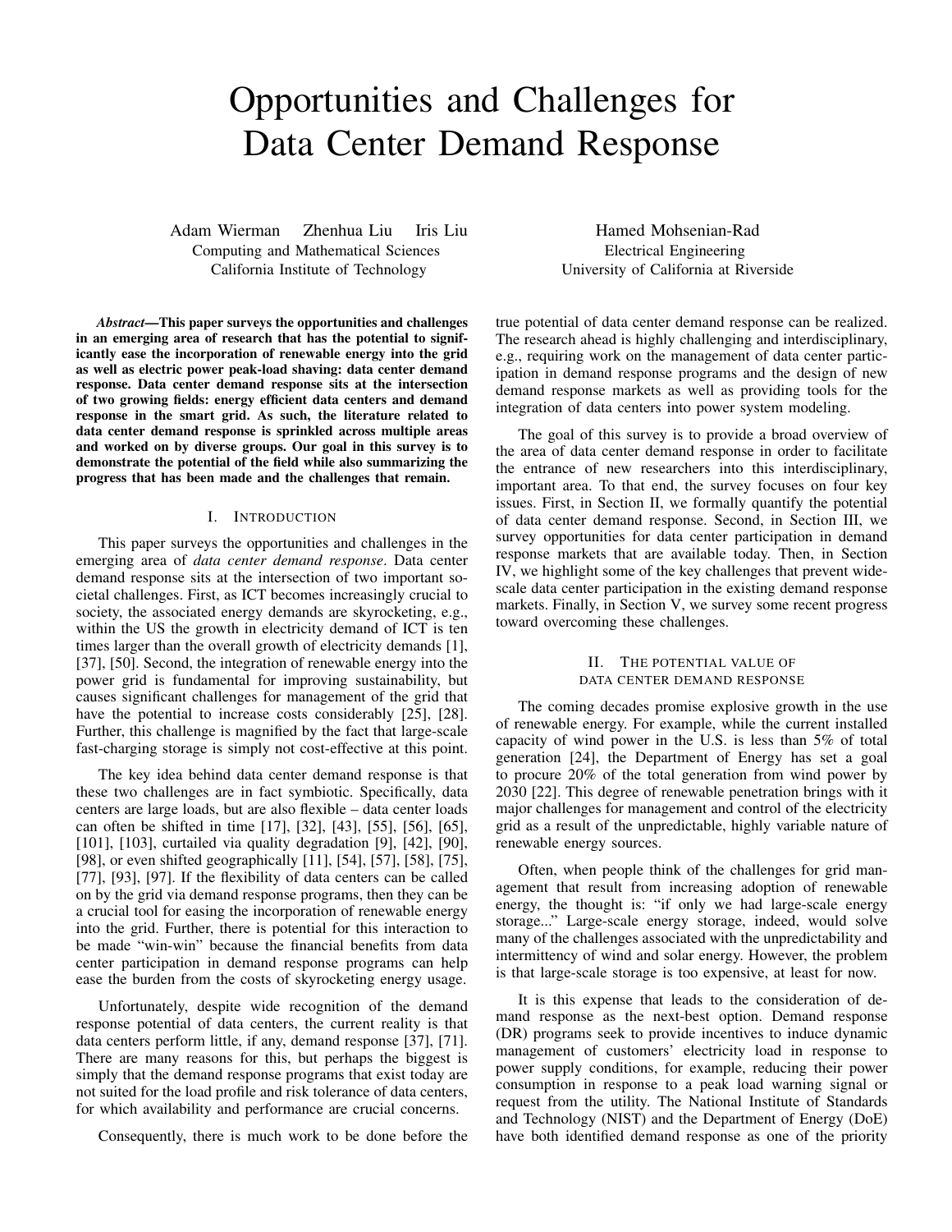# Opportunities and Challenges for Data Center Demand Response

Adam Wierman  Zhenhua Liu  Iris Liu
Computing and Mathematical Sciences
California Institute of Technology

Hamed Mohsenian-Rad
Electrical Engineering
University of California at Riverside

***Abstract*—This paper surveys the opportunities and challenges in an emerging area of research that has the potential to significantly ease the incorporation of renewable energy into the grid as well as electric power peak-load shaving: data center demand response. Data center demand response sits at the intersection of two growing fields: energy efficient data centers and demand response in the smart grid. As such, the literature related to data center demand response is sprinkled across multiple areas and worked on by diverse groups. Our goal in this survey is to demonstrate the potential of the field while also summarizing the progress that has been made and the challenges that remain.**

## I. Introduction

This paper surveys the opportunities and challenges in the emerging area of *data center demand response*. Data center demand response sits at the intersection of two important societal challenges. First, as ICT becomes increasingly crucial to society, the associated energy demands are skyrocketing, e.g., within the US the growth in electricity demand of ICT is ten times larger than the overall growth of electricity demands [1], [37], [50]. Second, the integration of renewable energy into the power grid is fundamental for improving sustainability, but causes significant challenges for management of the grid that have the potential to increase costs considerably [25], [28]. Further, this challenge is magnified by the fact that large-scale fast-charging storage is simply not cost-effective at this point.

The key idea behind data center demand response is that these two challenges are in fact symbiotic. Specifically, data centers are large loads, but are also flexible – data center loads can often be shifted in time [17], [32], [43], [55], [56], [65], [101], [103], curtailed via quality degradation [9], [42], [90], [98], or even shifted geographically [11], [54], [57], [58], [75], [77], [93], [97]. If the flexibility of data centers can be called on by the grid via demand response programs, then they can be a crucial tool for easing the incorporation of renewable energy into the grid. Further, there is potential for this interaction to be made "win-win" because the financial benefits from data center participation in demand response programs can help ease the burden from the costs of skyrocketing energy usage.

Unfortunately, despite wide recognition of the demand response potential of data centers, the current reality is that data centers perform little, if any, demand response [37], [71]. There are many reasons for this, but perhaps the biggest is simply that the demand response programs that exist today are not suited for the load profile and risk tolerance of data centers, for which availability and performance are crucial concerns.

Consequently, there is much work to be done before the true potential of data center demand response can be realized. The research ahead is highly challenging and interdisciplinary, e.g., requiring work on the management of data center participation in demand response programs and the design of new demand response markets as well as providing tools for the integration of data centers into power system modeling.

The goal of this survey is to provide a broad overview of the area of data center demand response in order to facilitate the entrance of new researchers into this interdisciplinary, important area. To that end, the survey focuses on four key issues. First, in Section II, we formally quantify the potential of data center demand response. Second, in Section III, we survey opportunities for data center participation in demand response markets that are available today. Then, in Section IV, we highlight some of the key challenges that prevent wide-scale data center participation in the existing demand response markets. Finally, in Section V, we survey some recent progress toward overcoming these challenges.

## II. The potential value of data center demand response

The coming decades promise explosive growth in the use of renewable energy. For example, while the current installed capacity of wind power in the U.S. is less than 5% of total generation [24], the Department of Energy has set a goal to procure 20% of the total generation from wind power by 2030 [22]. This degree of renewable penetration brings with it major challenges for management and control of the electricity grid as a result of the unpredictable, highly variable nature of renewable energy sources.

Often, when people think of the challenges for grid management that result from increasing adoption of renewable energy, the thought is: "if only we had large-scale energy storage..." Large-scale energy storage, indeed, would solve many of the challenges associated with the unpredictability and intermittency of wind and solar energy. However, the problem is that large-scale storage is too expensive, at least for now.

It is this expense that leads to the consideration of demand response as the next-best option. Demand response (DR) programs seek to provide incentives to induce dynamic management of customers' electricity load in response to power supply conditions, for example, reducing their power consumption in response to a peak load warning signal or request from the utility. The National Institute of Standards and Technology (NIST) and the Department of Energy (DoE) have both identified demand response as one of the priority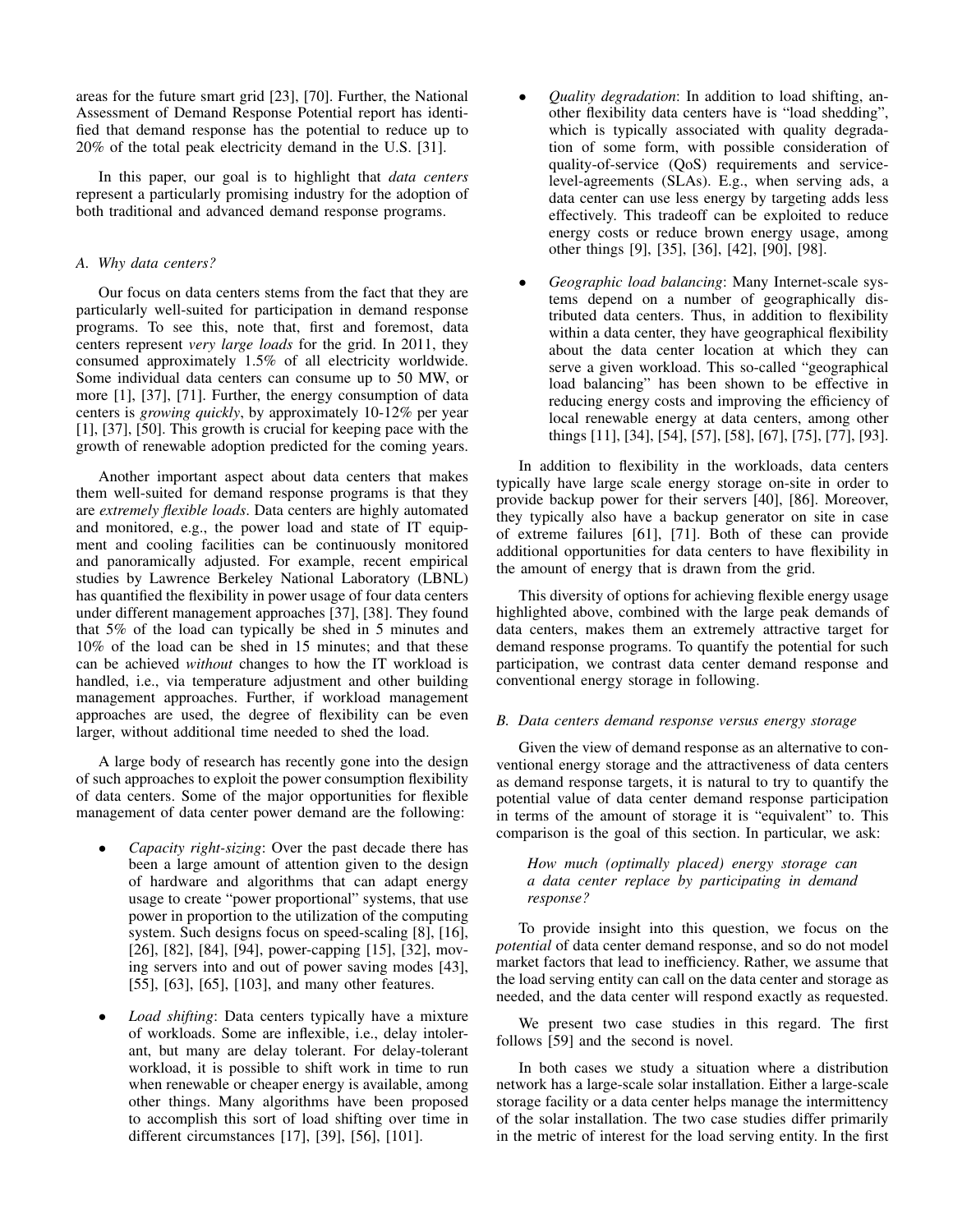areas for the future smart grid [23], [70]. Further, the National Assessment of Demand Response Potential report has identified that demand response has the potential to reduce up to 20% of the total peak electricity demand in the U.S. [31].

In this paper, our goal is to highlight that *data centers* represent a particularly promising industry for the adoption of both traditional and advanced demand response programs.

### A. Why data centers?

Our focus on data centers stems from the fact that they are particularly well-suited for participation in demand response programs. To see this, note that, first and foremost, data centers represent *very large loads* for the grid. In 2011, they consumed approximately 1.5% of all electricity worldwide. Some individual data centers can consume up to 50 MW, or more [1], [37], [71]. Further, the energy consumption of data centers is *growing quickly*, by approximately 10-12% per year [1], [37], [50]. This growth is crucial for keeping pace with the growth of renewable adoption predicted for the coming years.

Another important aspect about data centers that makes them well-suited for demand response programs is that they are *extremely flexible loads*. Data centers are highly automated and monitored, e.g., the power load and state of IT equipment and cooling facilities can be continuously monitored and panoramically adjusted. For example, recent empirical studies by Lawrence Berkeley National Laboratory (LBNL) has quantified the flexibility in power usage of four data centers under different management approaches [37], [38]. They found that 5% of the load can typically be shed in 5 minutes and 10% of the load can be shed in 15 minutes; and that these can be achieved *without* changes to how the IT workload is handled, i.e., via temperature adjustment and other building management approaches. Further, if workload management approaches are used, the degree of flexibility can be even larger, without additional time needed to shed the load.

A large body of research has recently gone into the design of such approaches to exploit the power consumption flexibility of data centers. Some of the major opportunities for flexible management of data center power demand are the following:

- *Capacity right-sizing*: Over the past decade there has been a large amount of attention given to the design of hardware and algorithms that can adapt energy usage to create "power proportional" systems, that use power in proportion to the utilization of the computing system. Such designs focus on speed-scaling [8], [16], [26], [82], [84], [94], power-capping [15], [32], moving servers into and out of power saving modes [43], [55], [63], [65], [103], and many other features.
- *Load shifting*: Data centers typically have a mixture of workloads. Some are inflexible, i.e., delay intolerant, but many are delay tolerant. For delay-tolerant workload, it is possible to shift work in time to run when renewable or cheaper energy is available, among other things. Many algorithms have been proposed to accomplish this sort of load shifting over time in different circumstances [17], [39], [56], [101].
- *Quality degradation*: In addition to load shifting, another flexibility data centers have is "load shedding", which is typically associated with quality degradation of some form, with possible consideration of quality-of-service (QoS) requirements and service-level-agreements (SLAs). E.g., when serving ads, a data center can use less energy by targeting adds less effectively. This tradeoff can be exploited to reduce energy costs or reduce brown energy usage, among other things [9], [35], [36], [42], [90], [98].
- *Geographic load balancing*: Many Internet-scale systems depend on a number of geographically distributed data centers. Thus, in addition to flexibility within a data center, they have geographical flexibility about the data center location at which they can serve a given workload. This so-called "geographical load balancing" has been shown to be effective in reducing energy costs and improving the efficiency of local renewable energy at data centers, among other things [11], [34], [54], [57], [58], [67], [75], [77], [93].

In addition to flexibility in the workloads, data centers typically have large scale energy storage on-site in order to provide backup power for their servers [40], [86]. Moreover, they typically also have a backup generator on site in case of extreme failures [61], [71]. Both of these can provide additional opportunities for data centers to have flexibility in the amount of energy that is drawn from the grid.

This diversity of options for achieving flexible energy usage highlighted above, combined with the large peak demands of data centers, makes them an extremely attractive target for demand response programs. To quantify the potential for such participation, we contrast data center demand response and conventional energy storage in following.

### B. Data centers demand response versus energy storage

Given the view of demand response as an alternative to conventional energy storage and the attractiveness of data centers as demand response targets, it is natural to try to quantify the potential value of data center demand response participation in terms of the amount of storage it is "equivalent" to. This comparison is the goal of this section. In particular, we ask:

> *How much (optimally placed) energy storage can a data center replace by participating in demand response?*

To provide insight into this question, we focus on the *potential* of data center demand response, and so do not model market factors that lead to inefficiency. Rather, we assume that the load serving entity can call on the data center and storage as needed, and the data center will respond exactly as requested.

We present two case studies in this regard. The first follows [59] and the second is novel.

In both cases we study a situation where a distribution network has a large-scale solar installation. Either a large-scale storage facility or a data center helps manage the intermittency of the solar installation. The two case studies differ primarily in the metric of interest for the load serving entity. In the first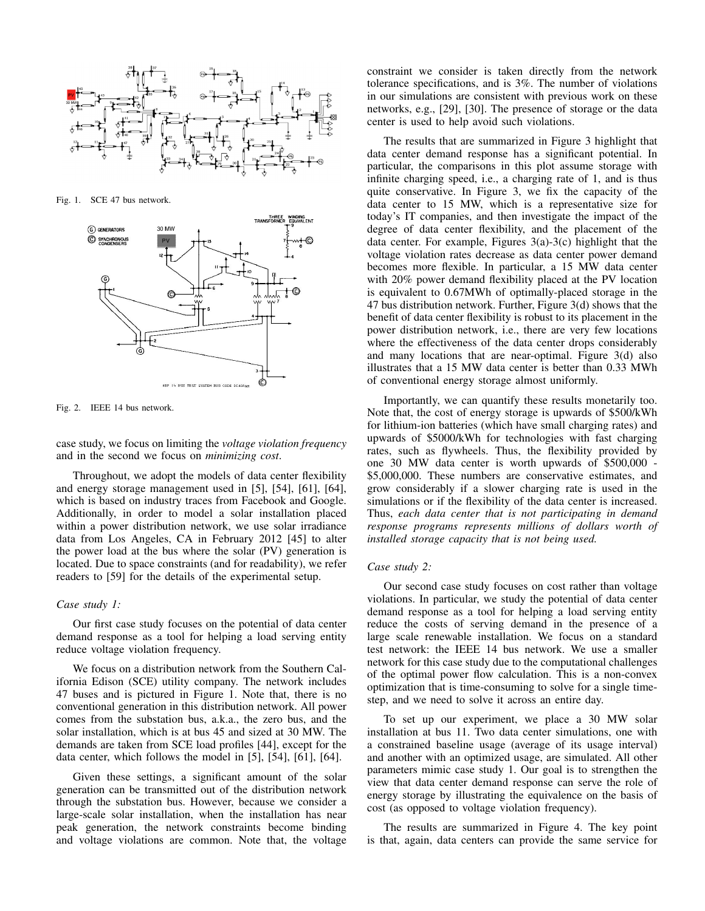Fig. 1. SCE 47 bus network.

Fig. 2. IEEE 14 bus network.

case study, we focus on limiting the *voltage violation frequency* and in the second we focus on *minimizing cost*.

Throughout, we adopt the models of data center flexibility and energy storage management used in [5], [54], [61], [64], which is based on industry traces from Facebook and Google. Additionally, in order to model a solar installation placed within a power distribution network, we use solar irradiance data from Los Angeles, CA in February 2012 [45] to alter the power load at the bus where the solar (PV) generation is located. Due to space constraints (and for readability), we refer readers to [59] for the details of the experimental setup.

*Case study 1:*

Our first case study focuses on the potential of data center demand response as a tool for helping a load serving entity reduce voltage violation frequency.

We focus on a distribution network from the Southern California Edison (SCE) utility company. The network includes 47 buses and is pictured in Figure 1. Note that, there is no conventional generation in this distribution network. All power comes from the substation bus, a.k.a., the zero bus, and the solar installation, which is at bus 45 and sized at 30 MW. The demands are taken from SCE load profiles [44], except for the data center, which follows the model in [5], [54], [61], [64].

Given these settings, a significant amount of the solar generation can be transmitted out of the distribution network through the substation bus. However, because we consider a large-scale solar installation, when the installation has near peak generation, the network constraints become binding and voltage violations are common. Note that, the voltage constraint we consider is taken directly from the network tolerance specifications, and is 3%. The number of violations in our simulations are consistent with previous work on these networks, e.g., [29], [30]. The presence of storage or the data center is used to help avoid such violations.

The results that are summarized in Figure 3 highlight that data center demand response has a significant potential. In particular, the comparisons in this plot assume storage with infinite charging speed, i.e., a charging rate of 1, and is thus quite conservative. In Figure 3, we fix the capacity of the data center to 15 MW, which is a representative size for today's IT companies, and then investigate the impact of the degree of data center flexibility, and the placement of the data center. For example, Figures 3(a)-3(c) highlight that the voltage violation rates decrease as data center power demand becomes more flexible. In particular, a 15 MW data center with 20% power demand flexibility placed at the PV location is equivalent to 0.67MWh of optimally-placed storage in the 47 bus distribution network. Further, Figure 3(d) shows that the benefit of data center flexibility is robust to its placement in the power distribution network, i.e., there are very few locations where the effectiveness of the data center drops considerably and many locations that are near-optimal. Figure 3(d) also illustrates that a 15 MW data center is better than 0.33 MWh of conventional energy storage almost uniformly.

Importantly, we can quantify these results monetarily too. Note that, the cost of energy storage is upwards of \$500/kWh for lithium-ion batteries (which have small charging rates) and upwards of \$5000/kWh for technologies with fast charging rates, such as flywheels. Thus, the flexibility provided by one 30 MW data center is worth upwards of \$500,000 - \$5,000,000. These numbers are conservative estimates, and grow considerably if a slower charging rate is used in the simulations or if the flexibility of the data center is increased. Thus, *each data center that is not participating in demand response programs represents millions of dollars worth of installed storage capacity that is not being used.*

*Case study 2:*

Our second case study focuses on cost rather than voltage violations. In particular, we study the potential of data center demand response as a tool for helping a load serving entity reduce the costs of serving demand in the presence of a large scale renewable installation. We focus on a standard test network: the IEEE 14 bus network. We use a smaller network for this case study due to the computational challenges of the optimal power flow calculation. This is a non-convex optimization that is time-consuming to solve for a single time-step, and we need to solve it across an entire day.

To set up our experiment, we place a 30 MW solar installation at bus 11. Two data center simulations, one with a constrained baseline usage (average of its usage interval) and another with an optimized usage, are simulated. All other parameters mimic case study 1. Our goal is to strengthen the view that data center demand response can serve the role of energy storage by illustrating the equivalence on the basis of cost (as opposed to voltage violation frequency).

The results are summarized in Figure 4. The key point is that, again, data centers can provide the same service for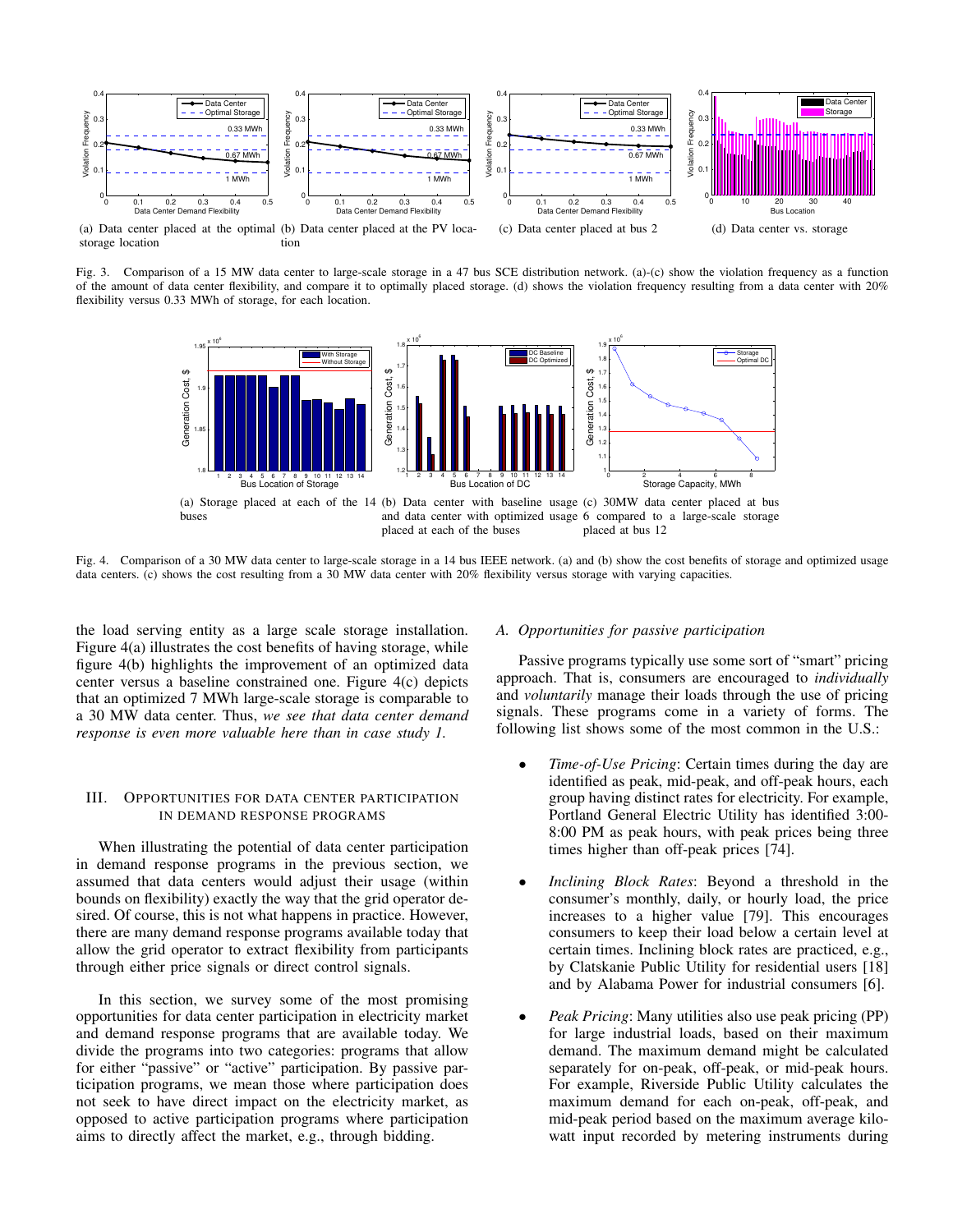(a) Data center placed at the optimal storage location

(b) Data center placed at the PV location

(c) Data center placed at bus 2

(d) Data center vs. storage

Fig. 3. Comparison of a 15 MW data center to large-scale storage in a 47 bus SCE distribution network. (a)-(c) show the violation frequency as a function of the amount of data center flexibility, and compare it to optimally placed storage. (d) shows the violation frequency resulting from a data center with 20% flexibility versus 0.33 MWh of storage, for each location.

(a) Storage placed at each of the 14 buses

(b) Data center with baseline usage and data center with optimized usage placed at each of the buses

(c) 30MW data center placed at bus 6 compared to a large-scale storage placed at bus 12

Fig. 4. Comparison of a 30 MW data center to large-scale storage in a 14 bus IEEE network. (a) and (b) show the cost benefits of storage and optimized usage data centers. (c) shows the cost resulting from a 30 MW data center with 20% flexibility versus storage with varying capacities.

the load serving entity as a large scale storage installation. Figure 4(a) illustrates the cost benefits of having storage, while figure 4(b) highlights the improvement of an optimized data center versus a baseline constrained one. Figure 4(c) depicts that an optimized 7 MWh large-scale storage is comparable to a 30 MW data center. Thus, *we see that data center demand response is even more valuable here than in case study 1.*

## III. Opportunities for data center participation in demand response programs

When illustrating the potential of data center participation in demand response programs in the previous section, we assumed that data centers would adjust their usage (within bounds on flexibility) exactly the way that the grid operator desired. Of course, this is not what happens in practice. However, there are many demand response programs available today that allow the grid operator to extract flexibility from participants through either price signals or direct control signals.

In this section, we survey some of the most promising opportunities for data center participation in electricity market and demand response programs that are available today. We divide the programs into two categories: programs that allow for either "passive" or "active" participation. By passive participation programs, we mean those where participation does not seek to have direct impact on the electricity market, as opposed to active participation programs where participation aims to directly affect the market, e.g., through bidding.

### A. Opportunities for passive participation

Passive programs typically use some sort of "smart" pricing approach. That is, consumers are encouraged to *individually* and *voluntarily* manage their loads through the use of pricing signals. These programs come in a variety of forms. The following list shows some of the most common in the U.S.:

- *Time-of-Use Pricing*: Certain times during the day are identified as peak, mid-peak, and off-peak hours, each group having distinct rates for electricity. For example, Portland General Electric Utility has identified 3:00-8:00 PM as peak hours, with peak prices being three times higher than off-peak prices [74].
- *Inclining Block Rates*: Beyond a threshold in the consumer's monthly, daily, or hourly load, the price increases to a higher value [79]. This encourages consumers to keep their load below a certain level at certain times. Inclining block rates are practiced, e.g., by Clatskanie Public Utility for residential users [18] and by Alabama Power for industrial consumers [6].
- *Peak Pricing*: Many utilities also use peak pricing (PP) for large industrial loads, based on their maximum demand. The maximum demand might be calculated separately for on-peak, off-peak, or mid-peak hours. For example, Riverside Public Utility calculates the maximum demand for each on-peak, off-peak, and mid-peak period based on the maximum average kilowatt input recorded by metering instruments during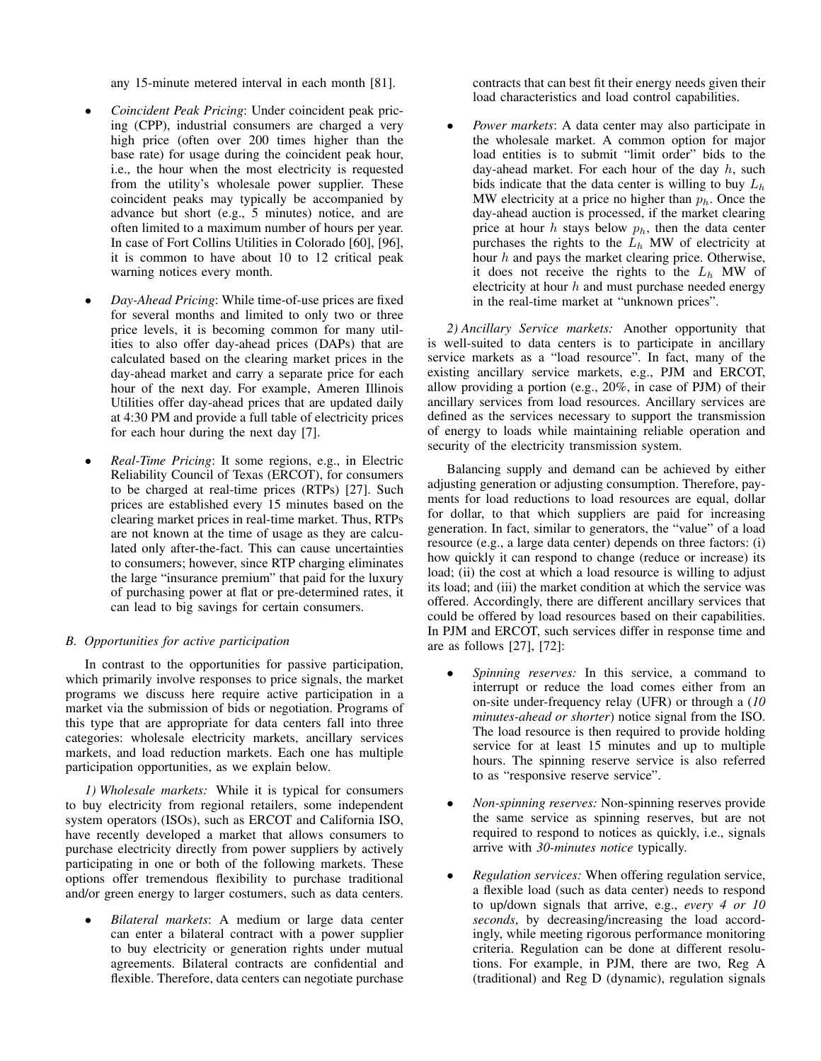any 15-minute metered interval in each month [81].

- *Coincident Peak Pricing*: Under coincident peak pricing (CPP), industrial consumers are charged a very high price (often over 200 times higher than the base rate) for usage during the coincident peak hour, i.e., the hour when the most electricity is requested from the utility's wholesale power supplier. These coincident peaks may typically be accompanied by advance but short (e.g., 5 minutes) notice, and are often limited to a maximum number of hours per year. In case of Fort Collins Utilities in Colorado [60], [96], it is common to have about 10 to 12 critical peak warning notices every month.
- *Day-Ahead Pricing*: While time-of-use prices are fixed for several months and limited to only two or three price levels, it is becoming common for many utilities to also offer day-ahead prices (DAPs) that are calculated based on the clearing market prices in the day-ahead market and carry a separate price for each hour of the next day. For example, Ameren Illinois Utilities offer day-ahead prices that are updated daily at 4:30 PM and provide a full table of electricity prices for each hour during the next day [7].
- *Real-Time Pricing*: It some regions, e.g., in Electric Reliability Council of Texas (ERCOT), for consumers to be charged at real-time prices (RTPs) [27]. Such prices are established every 15 minutes based on the clearing market prices in real-time market. Thus, RTPs are not known at the time of usage as they are calculated only after-the-fact. This can cause uncertainties to consumers; however, since RTP charging eliminates the large "insurance premium" that paid for the luxury of purchasing power at flat or pre-determined rates, it can lead to big savings for certain consumers.

### B. Opportunities for active participation

In contrast to the opportunities for passive participation, which primarily involve responses to price signals, the market programs we discuss here require active participation in a market via the submission of bids or negotiation. Programs of this type that are appropriate for data centers fall into three categories: wholesale electricity markets, ancillary services markets, and load reduction markets. Each one has multiple participation opportunities, as we explain below.

*1) Wholesale markets:* While it is typical for consumers to buy electricity from regional retailers, some independent system operators (ISOs), such as ERCOT and California ISO, have recently developed a market that allows consumers to purchase electricity directly from power suppliers by actively participating in one or both of the following markets. These options offer tremendous flexibility to purchase traditional and/or green energy to larger costumers, such as data centers.

- *Bilateral markets*: A medium or large data center can enter a bilateral contract with a power supplier to buy electricity or generation rights under mutual agreements. Bilateral contracts are confidential and flexible. Therefore, data centers can negotiate purchase contracts that can best fit their energy needs given their load characteristics and load control capabilities.
- *Power markets*: A data center may also participate in the wholesale market. A common option for major load entities is to submit "limit order" bids to the day-ahead market. For each hour of the day $h$, such bids indicate that the data center is willing to buy $L_h$ MW electricity at a price no higher than $p_h$. Once the day-ahead auction is processed, if the market clearing price at hour $h$ stays below $p_h$, then the data center purchases the rights to the $L_h$ MW of electricity at hour $h$ and pays the market clearing price. Otherwise, it does not receive the rights to the $L_h$ MW of electricity at hour $h$ and must purchase needed energy in the real-time market at "unknown prices".

*2) Ancillary Service markets:* Another opportunity that is well-suited to data centers is to participate in ancillary service markets as a "load resource". In fact, many of the existing ancillary service markets, e.g., PJM and ERCOT, allow providing a portion (e.g., 20%, in case of PJM) of their ancillary services from load resources. Ancillary services are defined as the services necessary to support the transmission of energy to loads while maintaining reliable operation and security of the electricity transmission system.

Balancing supply and demand can be achieved by either adjusting generation or adjusting consumption. Therefore, payments for load reductions to load resources are equal, dollar for dollar, to that which suppliers are paid for increasing generation. In fact, similar to generators, the "value" of a load resource (e.g., a large data center) depends on three factors: (i) how quickly it can respond to change (reduce or increase) its load; (ii) the cost at which a load resource is willing to adjust its load; and (iii) the market condition at which the service was offered. Accordingly, there are different ancillary services that could be offered by load resources based on their capabilities. In PJM and ERCOT, such services differ in response time and are as follows [27], [72]:

- *Spinning reserves:* In this service, a command to interrupt or reduce the load comes either from an on-site under-frequency relay (UFR) or through a (*10 minutes-ahead or shorter*) notice signal from the ISO. The load resource is then required to provide holding service for at least 15 minutes and up to multiple hours. The spinning reserve service is also referred to as "responsive reserve service".
- *Non-spinning reserves:* Non-spinning reserves provide the same service as spinning reserves, but are not required to respond to notices as quickly, i.e., signals arrive with *30-minutes notice* typically.
- *Regulation services:* When offering regulation service, a flexible load (such as data center) needs to respond to up/down signals that arrive, e.g., *every 4 or 10 seconds*, by decreasing/increasing the load accordingly, while meeting rigorous performance monitoring criteria. Regulation can be done at different resolutions. For example, in PJM, there are two, Reg A (traditional) and Reg D (dynamic), regulation signals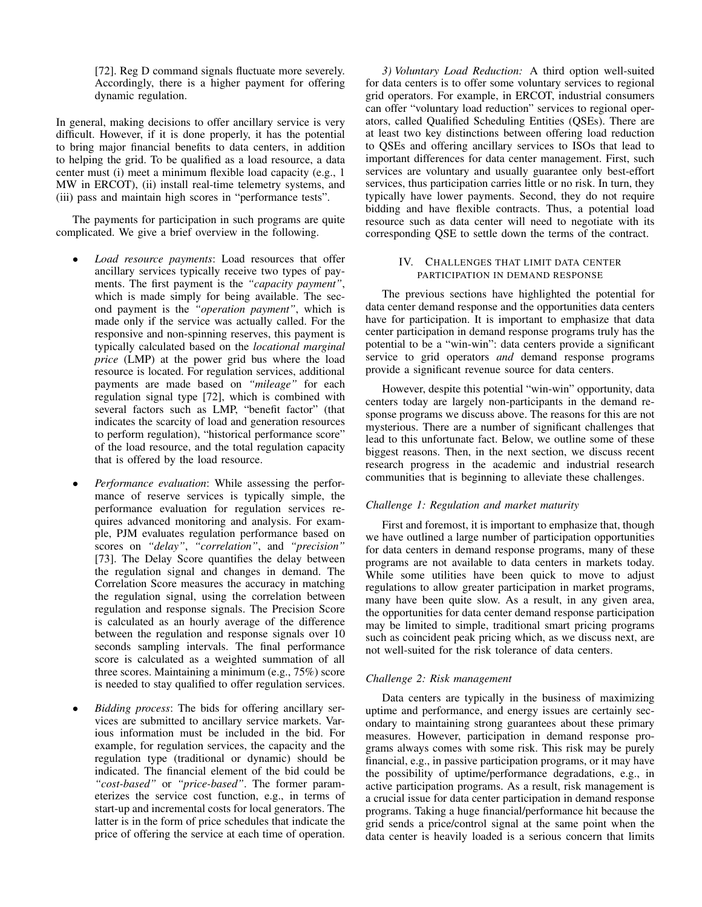[72]. Reg D command signals fluctuate more severely. Accordingly, there is a higher payment for offering dynamic regulation.

In general, making decisions to offer ancillary service is very difficult. However, if it is done properly, it has the potential to bring major financial benefits to data centers, in addition to helping the grid. To be qualified as a load resource, a data center must (i) meet a minimum flexible load capacity (e.g., 1 MW in ERCOT), (ii) install real-time telemetry systems, and (iii) pass and maintain high scores in "performance tests".

The payments for participation in such programs are quite complicated. We give a brief overview in the following.

- *Load resource payments*: Load resources that offer ancillary services typically receive two types of payments. The first payment is the *"capacity payment"*, which is made simply for being available. The second payment is the *"operation payment"*, which is made only if the service was actually called. For the responsive and non-spinning reserves, this payment is typically calculated based on the *locational marginal price* (LMP) at the power grid bus where the load resource is located. For regulation services, additional payments are made based on *"mileage"* for each regulation signal type [72], which is combined with several factors such as LMP, "benefit factor" (that indicates the scarcity of load and generation resources to perform regulation), "historical performance score" of the load resource, and the total regulation capacity that is offered by the load resource.

- *Performance evaluation*: While assessing the performance of reserve services is typically simple, the performance evaluation for regulation services requires advanced monitoring and analysis. For example, PJM evaluates regulation performance based on scores on *"delay"*, *"correlation"*, and *"precision"* [73]. The Delay Score quantifies the delay between the regulation signal and changes in demand. The Correlation Score measures the accuracy in matching the regulation signal, using the correlation between regulation and response signals. The Precision Score is calculated as an hourly average of the difference between the regulation and response signals over 10 seconds sampling intervals. The final performance score is calculated as a weighted summation of all three scores. Maintaining a minimum (e.g., 75%) score is needed to stay qualified to offer regulation services.

- *Bidding process*: The bids for offering ancillary services are submitted to ancillary service markets. Various information must be included in the bid. For example, for regulation services, the capacity and the regulation type (traditional or dynamic) should be indicated. The financial element of the bid could be *"cost-based"* or *"price-based"*. The former parameterizes the service cost function, e.g., in terms of start-up and incremental costs for local generators. The latter is in the form of price schedules that indicate the price of offering the service at each time of operation.

*3) Voluntary Load Reduction:* A third option well-suited for data centers is to offer some voluntary services to regional grid operators. For example, in ERCOT, industrial consumers can offer "voluntary load reduction" services to regional operators, called Qualified Scheduling Entities (QSEs). There are at least two key distinctions between offering load reduction to QSEs and offering ancillary services to ISOs that lead to important differences for data center management. First, such services are voluntary and usually guarantee only best-effort services, thus participation carries little or no risk. In turn, they typically have lower payments. Second, they do not require bidding and have flexible contracts. Thus, a potential load resource such as data center will need to negotiate with its corresponding QSE to settle down the terms of the contract.

## IV. Challenges that limit data center participation in demand response

The previous sections have highlighted the potential for data center demand response and the opportunities data centers have for participation. It is important to emphasize that data center participation in demand response programs truly has the potential to be a "win-win": data centers provide a significant service to grid operators *and* demand response programs provide a significant revenue source for data centers.

However, despite this potential "win-win" opportunity, data centers today are largely non-participants in the demand response programs we discuss above. The reasons for this are not mysterious. There are a number of significant challenges that lead to this unfortunate fact. Below, we outline some of these biggest reasons. Then, in the next section, we discuss recent research progress in the academic and industrial research communities that is beginning to alleviate these challenges.

### *Challenge 1: Regulation and market maturity*

First and foremost, it is important to emphasize that, though we have outlined a large number of participation opportunities for data centers in demand response programs, many of these programs are not available to data centers in markets today. While some utilities have been quick to move to adjust regulations to allow greater participation in market programs, many have been quite slow. As a result, in any given area, the opportunities for data center demand response participation may be limited to simple, traditional smart pricing programs such as coincident peak pricing which, as we discuss next, are not well-suited for the risk tolerance of data centers.

### *Challenge 2: Risk management*

Data centers are typically in the business of maximizing uptime and performance, and energy issues are certainly secondary to maintaining strong guarantees about these primary measures. However, participation in demand response programs always comes with some risk. This risk may be purely financial, e.g., in passive participation programs, or it may have the possibility of uptime/performance degradations, e.g., in active participation programs. As a result, risk management is a crucial issue for data center participation in demand response programs. Taking a huge financial/performance hit because the grid sends a price/control signal at the same point when the data center is heavily loaded is a serious concern that limits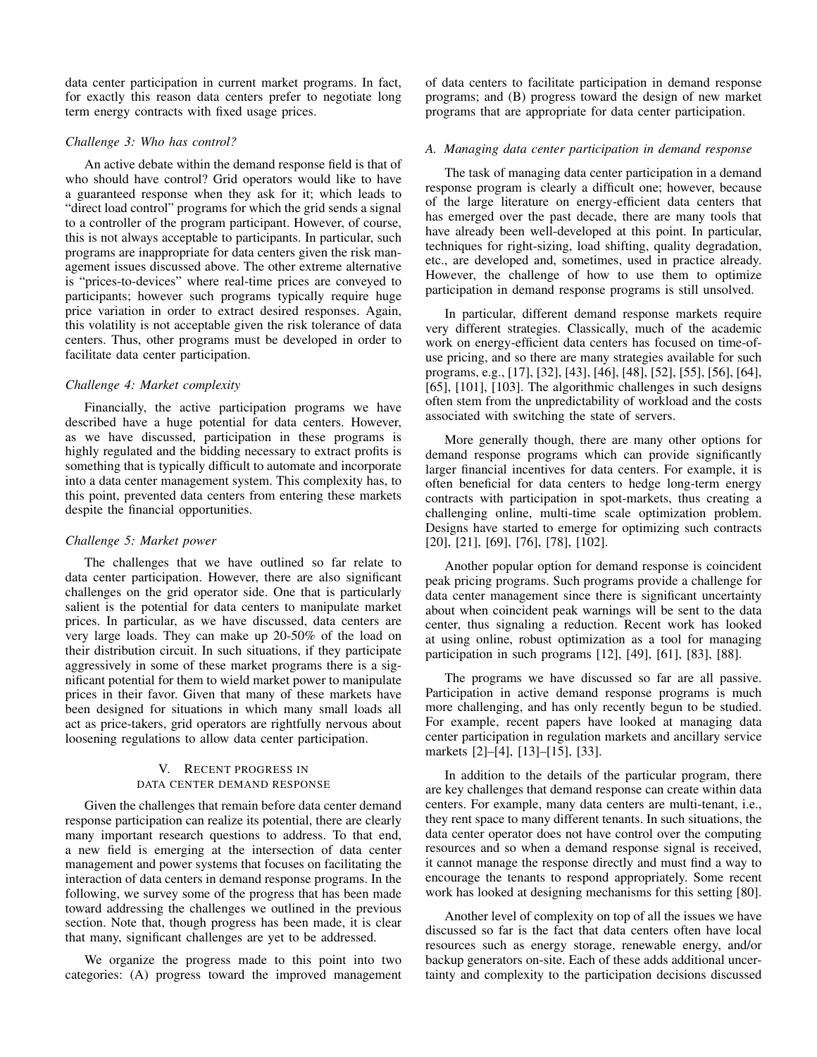data center participation in current market programs. In fact, for exactly this reason data centers prefer to negotiate long term energy contracts with fixed usage prices.

*Challenge 3: Who has control?*

An active debate within the demand response field is that of who should have control? Grid operators would like to have a guaranteed response when they ask for it; which leads to "direct load control" programs for which the grid sends a signal to a controller of the program participant. However, of course, this is not always acceptable to participants. In particular, such programs are inappropriate for data centers given the risk management issues discussed above. The other extreme alternative is "prices-to-devices" where real-time prices are conveyed to participants; however such programs typically require huge price variation in order to extract desired responses. Again, this volatility is not acceptable given the risk tolerance of data centers. Thus, other programs must be developed in order to facilitate data center participation.

*Challenge 4: Market complexity*

Financially, the active participation programs we have described have a huge potential for data centers. However, as we have discussed, participation in these programs is highly regulated and the bidding necessary to extract profits is something that is typically difficult to automate and incorporate into a data center management system. This complexity has, to this point, prevented data centers from entering these markets despite the financial opportunities.

*Challenge 5: Market power*

The challenges that we have outlined so far relate to data center participation. However, there are also significant challenges on the grid operator side. One that is particularly salient is the potential for data centers to manipulate market prices. In particular, as we have discussed, data centers are very large loads. They can make up 20-50% of the load on their distribution circuit. In such situations, if they participate aggressively in some of these market programs there is a significant potential for them to wield market power to manipulate prices in their favor. Given that many of these markets have been designed for situations in which many small loads all act as price-takers, grid operators are rightfully nervous about loosening regulations to allow data center participation.

## V. Recent progress in data center demand response

Given the challenges that remain before data center demand response participation can realize its potential, there are clearly many important research questions to address. To that end, a new field is emerging at the intersection of data center management and power systems that focuses on facilitating the interaction of data centers in demand response programs. In the following, we survey some of the progress that has been made toward addressing the challenges we outlined in the previous section. Note that, though progress has been made, it is clear that many, significant challenges are yet to be addressed.

We organize the progress made to this point into two categories: (A) progress toward the improved management of data centers to facilitate participation in demand response programs; and (B) progress toward the design of new market programs that are appropriate for data center participation.

### *A. Managing data center participation in demand response*

The task of managing data center participation in a demand response program is clearly a difficult one; however, because of the large literature on energy-efficient data centers that has emerged over the past decade, there are many tools that have already been well-developed at this point. In particular, techniques for right-sizing, load shifting, quality degradation, etc., are developed and, sometimes, used in practice already. However, the challenge of how to use them to optimize participation in demand response programs is still unsolved.

In particular, different demand response markets require very different strategies. Classically, much of the academic work on energy-efficient data centers has focused on time-of-use pricing, and so there are many strategies available for such programs, e.g., [17], [32], [43], [46], [48], [52], [55], [56], [64], [65], [101], [103]. The algorithmic challenges in such designs often stem from the unpredictability of workload and the costs associated with switching the state of servers.

More generally though, there are many other options for demand response programs which can provide significantly larger financial incentives for data centers. For example, it is often beneficial for data centers to hedge long-term energy contracts with participation in spot-markets, thus creating a challenging online, multi-time scale optimization problem. Designs have started to emerge for optimizing such contracts [20], [21], [69], [76], [78], [102].

Another popular option for demand response is coincident peak pricing programs. Such programs provide a challenge for data center management since there is significant uncertainty about when coincident peak warnings will be sent to the data center, thus signaling a reduction. Recent work has looked at using online, robust optimization as a tool for managing participation in such programs [12], [49], [61], [83], [88].

The programs we have discussed so far are all passive. Participation in active demand response programs is much more challenging, and has only recently begun to be studied. For example, recent papers have looked at managing data center participation in regulation markets and ancillary service markets [2]–[4], [13]–[15], [33].

In addition to the details of the particular program, there are key challenges that demand response can create within data centers. For example, many data centers are multi-tenant, i.e., they rent space to many different tenants. In such situations, the data center operator does not have control over the computing resources and so when a demand response signal is received, it cannot manage the response directly and must find a way to encourage the tenants to respond appropriately. Some recent work has looked at designing mechanisms for this setting [80].

Another level of complexity on top of all the issues we have discussed so far is the fact that data centers often have local resources such as energy storage, renewable energy, and/or backup generators on-site. Each of these adds additional uncertainty and complexity to the participation decisions discussed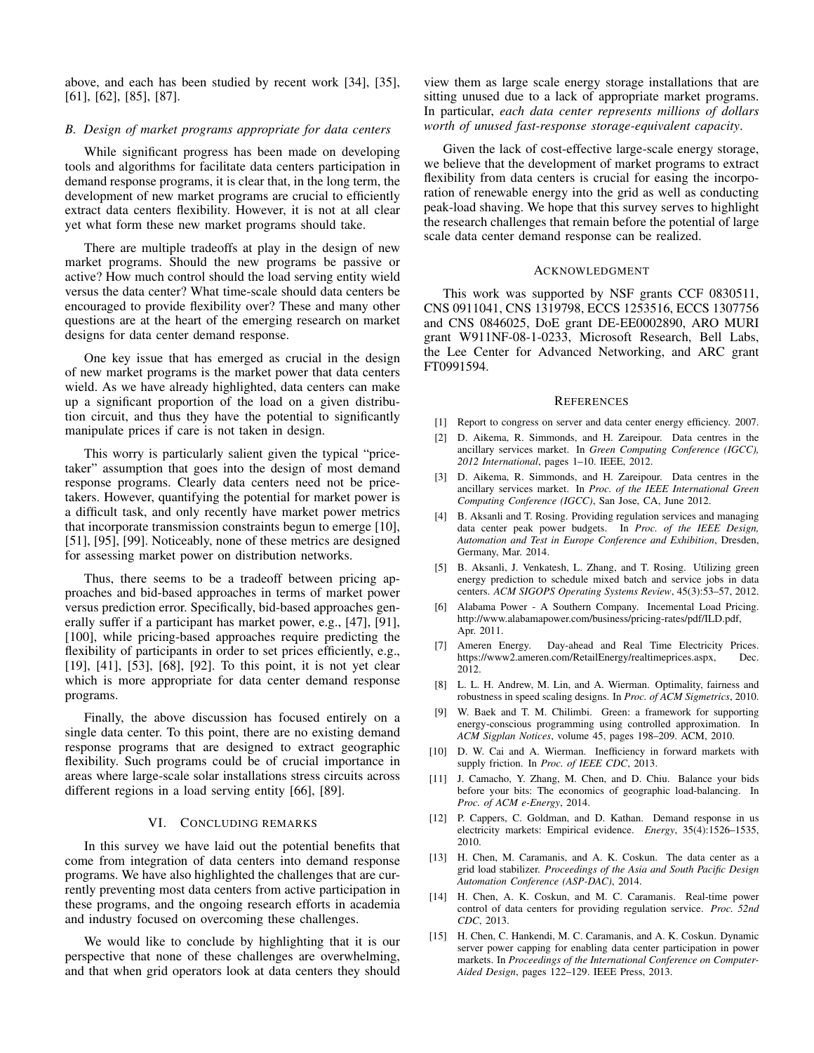above, and each has been studied by recent work [34], [35], [61], [62], [85], [87].

### B. Design of market programs appropriate for data centers

While significant progress has been made on developing tools and algorithms for facilitate data centers participation in demand response programs, it is clear that, in the long term, the development of new market programs are crucial to efficiently extract data centers flexibility. However, it is not at all clear yet what form these new market programs should take.

There are multiple tradeoffs at play in the design of new market programs. Should the new programs be passive or active? How much control should the load serving entity wield versus the data center? What time-scale should data centers be encouraged to provide flexibility over? These and many other questions are at the heart of the emerging research on market designs for data center demand response.

One key issue that has emerged as crucial in the design of new market programs is the market power that data centers wield. As we have already highlighted, data centers can make up a significant proportion of the load on a given distribution circuit, and thus they have the potential to significantly manipulate prices if care is not taken in design.

This worry is particularly salient given the typical "price-taker" assumption that goes into the design of most demand response programs. Clearly data centers need not be price-takers. However, quantifying the potential for market power is a difficult task, and only recently have market power metrics that incorporate transmission constraints begun to emerge [10], [51], [95], [99]. Noticeably, none of these metrics are designed for assessing market power on distribution networks.

Thus, there seems to be a tradeoff between pricing approaches and bid-based approaches in terms of market power versus prediction error. Specifically, bid-based approaches generally suffer if a participant has market power, e.g., [47], [91], [100], while pricing-based approaches require predicting the flexibility of participants in order to set prices efficiently, e.g., [19], [41], [53], [68], [92]. To this point, it is not yet clear which is more appropriate for data center demand response programs.

Finally, the above discussion has focused entirely on a single data center. To this point, there are no existing demand response programs that are designed to extract geographic flexibility. Such programs could be of crucial importance in areas where large-scale solar installations stress circuits across different regions in a load serving entity [66], [89].

## VI. Concluding remarks

In this survey we have laid out the potential benefits that come from integration of data centers into demand response programs. We have also highlighted the challenges that are currently preventing most data centers from active participation in these programs, and the ongoing research efforts in academia and industry focused on overcoming these challenges.

We would like to conclude by highlighting that it is our perspective that none of these challenges are overwhelming, and that when grid operators look at data centers they should view them as large scale energy storage installations that are sitting unused due to a lack of appropriate market programs. In particular, *each data center represents millions of dollars worth of unused fast-response storage-equivalent capacity*.

Given the lack of cost-effective large-scale energy storage, we believe that the development of market programs to extract flexibility from data centers is crucial for easing the incorporation of renewable energy into the grid as well as conducting peak-load shaving. We hope that this survey serves to highlight the research challenges that remain before the potential of large scale data center demand response can be realized.

## Acknowledgment

This work was supported by NSF grants CCF 0830511, CNS 0911041, CNS 1319798, ECCS 1253516, ECCS 1307756 and CNS 0846025, DoE grant DE-EE0002890, ARO MURI grant W911NF-08-1-0233, Microsoft Research, Bell Labs, the Lee Center for Advanced Networking, and ARC grant FT0991594.

## References

[1] Report to congress on server and data center energy efficiency. 2007.

[2] D. Aikema, R. Simmonds, and H. Zareipour. Data centres in the ancillary services market. In *Green Computing Conference (IGCC), 2012 International*, pages 1–10. IEEE, 2012.

[3] D. Aikema, R. Simmonds, and H. Zareipour. Data centres in the ancillary services market. In *Proc. of the IEEE International Green Computing Conference (IGCC)*, San Jose, CA, June 2012.

[4] B. Aksanli and T. Rosing. Providing regulation services and managing data center peak power budgets. In *Proc. of the IEEE Design, Automation and Test in Europe Conference and Exhibition*, Dresden, Germany, Mar. 2014.

[5] B. Aksanli, J. Venkatesh, L. Zhang, and T. Rosing. Utilizing green energy prediction to schedule mixed batch and service jobs in data centers. *ACM SIGOPS Operating Systems Review*, 45(3):53–57, 2012.

[6] Alabama Power - A Southern Company. Incemental Load Pricing. http://www.alabamapower.com/business/pricing-rates/pdf/ILD.pdf, Apr. 2011.

[7] Ameren Energy. Day-ahead and Real Time Electricity Prices. https://www2.ameren.com/RetailEnergy/realtimeprices.aspx, Dec. 2012.

[8] L. L. H. Andrew, M. Lin, and A. Wierman. Optimality, fairness and robustness in speed scaling designs. In *Proc. of ACM Sigmetrics*, 2010.

[9] W. Baek and T. M. Chilimbi. Green: a framework for supporting energy-conscious programming using controlled approximation. In *ACM Sigplan Notices*, volume 45, pages 198–209. ACM, 2010.

[10] D. W. Cai and A. Wierman. Inefficiency in forward markets with supply friction. In *Proc. of IEEE CDC*, 2013.

[11] J. Camacho, Y. Zhang, M. Chen, and D. Chiu. Balance your bids before your bits: The economics of geographic load-balancing. In *Proc. of ACM e-Energy*, 2014.

[12] P. Cappers, C. Goldman, and D. Kathan. Demand response in us electricity markets: Empirical evidence. *Energy*, 35(4):1526–1535, 2010.

[13] H. Chen, M. Caramanis, and A. K. Coskun. The data center as a grid load stabilizer. *Proceedings of the Asia and South Pacific Design Automation Conference (ASP-DAC)*, 2014.

[14] H. Chen, A. K. Coskun, and M. C. Caramanis. Real-time power control of data centers for providing regulation service. *Proc. 52nd CDC*, 2013.

[15] H. Chen, C. Hankendi, M. C. Caramanis, and A. K. Coskun. Dynamic server power capping for enabling data center participation in power markets. In *Proceedings of the International Conference on Computer-Aided Design*, pages 122–129. IEEE Press, 2013.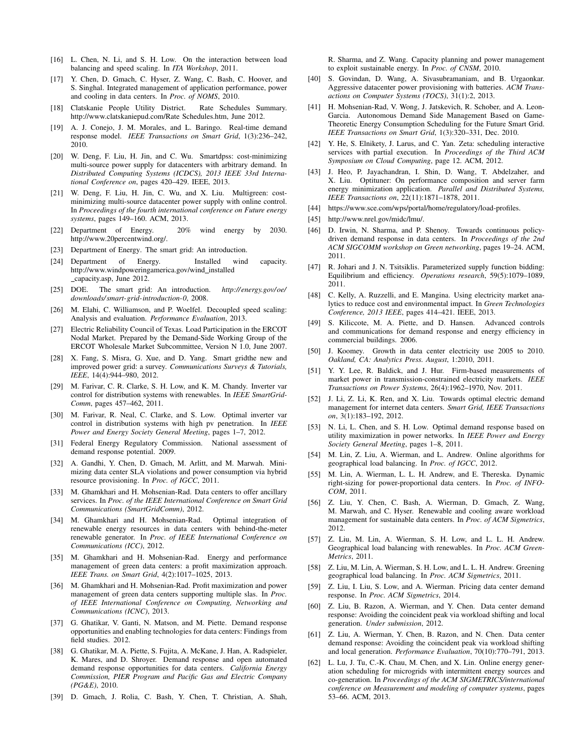[16] L. Chen, N. Li, and S. H. Low. On the interaction between load balancing and speed scaling. In *ITA Workshop*, 2011.

[17] Y. Chen, D. Gmach, C. Hyser, Z. Wang, C. Bash, C. Hoover, and S. Singhal. Integrated management of application performance, power and cooling in data centers. In *Proc. of NOMS*, 2010.

[18] Clatskanie People Utility District. Rate Schedules Summary. http://www.clatskaniepud.com/Rate Schedules.htm, June 2012.

[19] A. J. Conejo, J. M. Morales, and L. Baringo. Real-time demand response model. *IEEE Transactions on Smart Grid*, 1(3):236–242, 2010.

[20] W. Deng, F. Liu, H. Jin, and C. Wu. Smartdpss: cost-minimizing multi-source power supply for datacenters with arbitrary demand. In *Distributed Computing Systems (ICDCS), 2013 IEEE 33rd International Conference on*, pages 420–429. IEEE, 2013.

[21] W. Deng, F. Liu, H. Jin, C. Wu, and X. Liu. Multigreen: cost-minimizing multi-source datacenter power supply with online control. In *Proceedings of the fourth international conference on Future energy systems*, pages 149–160. ACM, 2013.

[22] Department of Energy. 20% wind energy by 2030. http://www.20percentwind.org/.

[23] Department of Energy. The smart grid: An introduction.

[24] Department of Energy. Installed wind capacity. http://www.windpoweringamerica.gov/wind_installed _capacity.asp, June 2012.

[25] DOE. The smart grid: An introduction. *http://energy.gov/oe/ downloads/smart-grid-introduction-0*, 2008.

[26] M. Elahi, C. Williamson, and P. Woelfel. Decoupled speed scaling: Analysis and evaluation. *Performance Evaluation*, 2013.

[27] Electric Reliability Council of Texas. Load Participation in the ERCOT Nodal Market. Prepared by the Demand-Side Working Group of the ERCOT Wholesale Market Subcommittee, Version N 1.0, June 2007.

[28] X. Fang, S. Misra, G. Xue, and D. Yang. Smart gridthe new and improved power grid: a survey. *Communications Surveys & Tutorials, IEEE*, 14(4):944–980, 2012.

[29] M. Farivar, C. R. Clarke, S. H. Low, and K. M. Chandy. Inverter var control for distribution systems with renewables. In *IEEE SmartGridComm*, pages 457–462, 2011.

[30] M. Farivar, R. Neal, C. Clarke, and S. Low. Optimal inverter var control in distribution systems with high pv penetration. In *IEEE Power and Energy Society General Meeting*, pages 1–7, 2012.

[31] Federal Energy Regulatory Commission. National assessment of demand response potential. 2009.

[32] A. Gandhi, Y. Chen, D. Gmach, M. Arlitt, and M. Marwah. Minimizing data center SLA violations and power consumption via hybrid resource provisioning. In *Proc. of IGCC*, 2011.

[33] M. Ghamkhari and H. Mohsenian-Rad. Data centers to offer ancillary services. In *Proc. of the IEEE International Conference on Smart Grid Communications (SmartGridComm)*, 2012.

[34] M. Ghamkhari and H. Mohsenian-Rad. Optimal integration of renewable energy resources in data centers with behind-the-meter renewable generator. In *Proc. of IEEE International Conference on Communications (ICC)*, 2012.

[35] M. Ghamkhari and H. Mohsenian-Rad. Energy and performance management of green data centers: a profit maximization approach. *IEEE Trans. on Smart Grid*, 4(2):1017–1025, 2013.

[36] M. Ghamkhari and H. Mohsenian-Rad. Profit maximization and power management of green data centers supporting multiple slas. In *Proc. of IEEE International Conference on Computing, Networking and Communications (ICNC)*, 2013.

[37] G. Ghatikar, V. Ganti, N. Matson, and M. Piette. Demand response opportunities and enabling technologies for data centers: Findings from field studies. 2012.

[38] G. Ghatikar, M. A. Piette, S. Fujita, A. McKane, J. Han, A. Radspieler, K. Mares, and D. Shroyer. Demand response and open automated demand response opportunities for data centers. *California Energy Commission, PIER Program and Pacific Gas and Electric Company (PG&E)*, 2010.

[39] D. Gmach, J. Rolia, C. Bash, Y. Chen, T. Christian, A. Shah, R. Sharma, and Z. Wang. Capacity planning and power management to exploit sustainable energy. In *Proc. of CNSM*, 2010.

[40] S. Govindan, D. Wang, A. Sivasubramaniam, and B. Urgaonkar. Aggressive datacenter power provisioning with batteries. *ACM Transactions on Computer Systems (TOCS)*, 31(1):2, 2013.

[41] H. Mohsenian-Rad, V. Wong, J. Jatskevich, R. Schober, and A. Leon-Garcia. Autonomous Demand Side Management Based on Game-Theoretic Energy Consumption Scheduling for the Future Smart Grid. *IEEE Transactions on Smart Grid*, 1(3):320–331, Dec. 2010.

[42] Y. He, S. Elnikety, J. Larus, and C. Yan. Zeta: scheduling interactive services with partial execution. In *Proceedings of the Third ACM Symposium on Cloud Computing*, page 12. ACM, 2012.

[43] J. Heo, P. Jayachandran, I. Shin, D. Wang, T. Abdelzaher, and X. Liu. Optituner: On performance composition and server farm energy minimization application. *Parallel and Distributed Systems, IEEE Transactions on*, 22(11):1871–1878, 2011.

[44] https://www.sce.com/wps/portal/home/regulatory/load-profiles.

[45] http://www.nrel.gov/midc/lmu/.

[46] D. Irwin, N. Sharma, and P. Shenoy. Towards continuous policy-driven demand response in data centers. In *Proceedings of the 2nd ACM SIGCOMM workshop on Green networking*, pages 19–24. ACM, 2011.

[47] R. Johari and J. N. Tsitsiklis. Parameterized supply function bidding: Equilibrium and efficiency. *Operations research*, 59(5):1079–1089, 2011.

[48] C. Kelly, A. Ruzzelli, and E. Mangina. Using electricity market analytics to reduce cost and environmental impact. In *Green Technologies Conference, 2013 IEEE*, pages 414–421. IEEE, 2013.

[49] S. Kiliccote, M. A. Piette, and D. Hansen. Advanced controls and communications for demand response and energy efficiency in commercial buildings. 2006.

[50] J. Koomey. Growth in data center electricity use 2005 to 2010. *Oakland, CA: Analytics Press. August*, 1:2010, 2011.

[51] Y. Y. Lee, R. Baldick, and J. Hur. Firm-based measurements of market power in transmission-constrained electricity markets. *IEEE Transactions on Power Systems*, 26(4):1962–1970, Nov. 2011.

[52] J. Li, Z. Li, K. Ren, and X. Liu. Towards optimal electric demand management for internet data centers. *Smart Grid, IEEE Transactions on*, 3(1):183–192, 2012.

[53] N. Li, L. Chen, and S. H. Low. Optimal demand response based on utility maximization in power networks. In *IEEE Power and Energy Society General Meeting*, pages 1–8, 2011.

[54] M. Lin, Z. Liu, A. Wierman, and L. Andrew. Online algorithms for geographical load balancing. In *Proc. of IGCC*, 2012.

[55] M. Lin, A. Wierman, L. L. H. Andrew, and E. Thereska. Dynamic right-sizing for power-proportional data centers. In *Proc. of INFOCOM*, 2011.

[56] Z. Liu, Y. Chen, C. Bash, A. Wierman, D. Gmach, Z. Wang, M. Marwah, and C. Hyser. Renewable and cooling aware workload management for sustainable data centers. In *Proc. of ACM Sigmetrics*, 2012.

[57] Z. Liu, M. Lin, A. Wierman, S. H. Low, and L. L. H. Andrew. Geographical load balancing with renewables. In *Proc. ACM GreenMetrics*, 2011.

[58] Z. Liu, M. Lin, A. Wierman, S. H. Low, and L. L. H. Andrew. Greening geographical load balancing. In *Proc. ACM Sigmetrics*, 2011.

[59] Z. Liu, I. Liu, S. Low, and A. Wierman. Pricing data center demand response. In *Proc. ACM Sigmetrics*, 2014.

[60] Z. Liu, B. Razon, A. Wierman, and Y. Chen. Data center demand response: Avoiding the coincident peak via workload shifting and local generation. *Under submission*, 2012.

[61] Z. Liu, A. Wierman, Y. Chen, B. Razon, and N. Chen. Data center demand response: Avoiding the coincident peak via workload shifting and local generation. *Performance Evaluation*, 70(10):770–791, 2013.

[62] L. Lu, J. Tu, C.-K. Chau, M. Chen, and X. Lin. Online energy generation scheduling for microgrids with intermittent energy sources and co-generation. In *Proceedings of the ACM SIGMETRICS/international conference on Measurement and modeling of computer systems*, pages 53–66. ACM, 2013.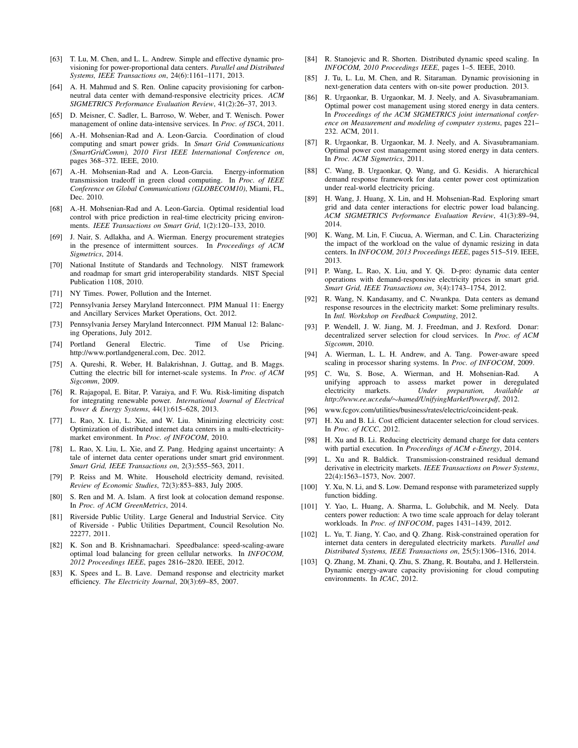[63] T. Lu, M. Chen, and L. L. Andrew. Simple and effective dynamic provisioning for power-proportional data centers. *Parallel and Distributed Systems, IEEE Transactions on*, 24(6):1161–1171, 2013.

[64] A. H. Mahmud and S. Ren. Online capacity provisioning for carbon-neutral data center with demand-responsive electricity prices. *ACM SIGMETRICS Performance Evaluation Review*, 41(2):26–37, 2013.

[65] D. Meisner, C. Sadler, L. Barroso, W. Weber, and T. Wenisch. Power management of online data-intensive services. In *Proc. of ISCA*, 2011.

[66] A.-H. Mohsenian-Rad and A. Leon-Garcia. Coordination of cloud computing and smart power grids. In *Smart Grid Communications (SmartGridComm), 2010 First IEEE International Conference on*, pages 368–372. IEEE, 2010.

[67] A.-H. Mohsenian-Rad and A. Leon-Garcia. Energy-information transmission tradeoff in green cloud computing. In *Proc. of IEEE Conference on Global Communications (GLOBECOM10)*, Miami, FL, Dec. 2010.

[68] A.-H. Mohsenian-Rad and A. Leon-Garcia. Optimal residential load control with price prediction in real-time electricity pricing environments. *IEEE Transactions on Smart Grid*, 1(2):120–133, 2010.

[69] J. Nair, S. Adlakha, and A. Wierman. Energy procurement strategies in the presence of intermittent sources. In *Proceedings of ACM Sigmetrics*, 2014.

[70] National Institute of Standards and Technology. NIST framework and roadmap for smart grid interoperability standards. NIST Special Publication 1108, 2010.

[71] NY Times. Power, Pollution and the Internet.

[72] Pennsylvania Jersey Maryland Interconnect. PJM Manual 11: Energy and Ancillary Services Market Operations, Oct. 2012.

[73] Pennsylvania Jersey Maryland Interconnect. PJM Manual 12: Balancing Operations, July 2012.

[74] Portland General Electric. Time of Use Pricing. http://www.portlandgeneral.com, Dec. 2012.

[75] A. Qureshi, R. Weber, H. Balakrishnan, J. Guttag, and B. Maggs. Cutting the electric bill for internet-scale systems. In *Proc. of ACM Sigcomm*, 2009.

[76] R. Rajagopal, E. Bitar, P. Varaiya, and F. Wu. Risk-limiting dispatch for integrating renewable power. *International Journal of Electrical Power & Energy Systems*, 44(1):615–628, 2013.

[77] L. Rao, X. Liu, L. Xie, and W. Liu. Minimizing electricity cost: Optimization of distributed internet data centers in a multi-electricity-market environment. In *Proc. of INFOCOM*, 2010.

[78] L. Rao, X. Liu, L. Xie, and Z. Pang. Hedging against uncertainty: A tale of internet data center operations under smart grid environment. *Smart Grid, IEEE Transactions on*, 2(3):555–563, 2011.

[79] P. Reiss and M. White. Household electricity demand, revisited. *Review of Economic Studies*, 72(3):853–883, July 2005.

[80] S. Ren and M. A. Islam. A first look at colocation demand response. In *Proc. of ACM GreenMetrics*, 2014.

[81] Riverside Public Utility. Large General and Industrial Service. City of Riverside - Public Utilities Department, Council Resolution No. 22277, 2011.

[82] K. Son and B. Krishnamachari. Speedbalance: speed-scaling-aware optimal load balancing for green cellular networks. In *INFOCOM, 2012 Proceedings IEEE*, pages 2816–2820. IEEE, 2012.

[83] K. Spees and L. B. Lave. Demand response and electricity market efficiency. *The Electricity Journal*, 20(3):69–85, 2007.

[84] R. Stanojevic and R. Shorten. Distributed dynamic speed scaling. In *INFOCOM, 2010 Proceedings IEEE*, pages 1–5. IEEE, 2010.

[85] J. Tu, L. Lu, M. Chen, and R. Sitaraman. Dynamic provisioning in next-generation data centers with on-site power production. 2013.

[86] R. Urgaonkar, B. Urgaonkar, M. J. Neely, and A. Sivasubramaniam. Optimal power cost management using stored energy in data centers. In *Proceedings of the ACM SIGMETRICS joint international conference on Measurement and modeling of computer systems*, pages 221–232. ACM, 2011.

[87] R. Urgaonkar, B. Urgaonkar, M. J. Neely, and A. Sivasubramaniam. Optimal power cost management using stored energy in data centers. In *Proc. ACM Sigmetrics*, 2011.

[88] C. Wang, B. Urgaonkar, Q. Wang, and G. Kesidis. A hierarchical demand response framework for data center power cost optimization under real-world electricity pricing.

[89] H. Wang, J. Huang, X. Lin, and H. Mohsenian-Rad. Exploring smart grid and data center interactions for electric power load balancing. *ACM SIGMETRICS Performance Evaluation Review*, 41(3):89–94, 2014.

[90] K. Wang, M. Lin, F. Ciucua, A. Wierman, and C. Lin. Characterizing the impact of the workload on the value of dynamic resizing in data centers. In *INFOCOM, 2013 Proceedings IEEE*, pages 515–519. IEEE, 2013.

[91] P. Wang, L. Rao, X. Liu, and Y. Qi. D-pro: dynamic data center operations with demand-responsive electricity prices in smart grid. *Smart Grid, IEEE Transactions on*, 3(4):1743–1754, 2012.

[92] R. Wang, N. Kandasamy, and C. Nwankpa. Data centers as demand response resources in the electricity market: Some preliminary results. In *Intl. Workshop on Feedback Computing*, 2012.

[93] P. Wendell, J. W. Jiang, M. J. Freedman, and J. Rexford. Donar: decentralized server selection for cloud services. In *Proc. of ACM Sigcomm*, 2010.

[94] A. Wierman, L. L. H. Andrew, and A. Tang. Power-aware speed scaling in processor sharing systems. In *Proc. of INFOCOM*, 2009.

[95] C. Wu, S. Bose, A. Wierman, and H. Mohsenian-Rad. A unifying approach to assess market power in deregulated electricity markets. *Under preparation, Available at http://www.ee.ucr.edu/∼hamed/UnifyingMarketPower.pdf*, 2012.

[96] www.fcgov.com/utilities/business/rates/electric/coincident-peak.

[97] H. Xu and B. Li. Cost efficient datacenter selection for cloud services. In *Proc. of ICCC*, 2012.

[98] H. Xu and B. Li. Reducing electricity demand charge for data centers with partial execution. In *Proceedings of ACM e-Energy*, 2014.

[99] L. Xu and R. Baldick. Transmission-constrained residual demand derivative in electricity markets. *IEEE Transactions on Power Systems*, 22(4):1563–1573, Nov. 2007.

[100] Y. Xu, N. Li, and S. Low. Demand response with parameterized supply function bidding.

[101] Y. Yao, L. Huang, A. Sharma, L. Golubchik, and M. Neely. Data centers power reduction: A two time scale approach for delay tolerant workloads. In *Proc. of INFOCOM*, pages 1431–1439, 2012.

[102] L. Yu, T. Jiang, Y. Cao, and Q. Zhang. Risk-constrained operation for internet data centers in deregulated electricity markets. *Parallel and Distributed Systems, IEEE Transactions on*, 25(5):1306–1316, 2014.

[103] Q. Zhang, M. Zhani, Q. Zhu, S. Zhang, R. Boutaba, and J. Hellerstein. Dynamic energy-aware capacity provisioning for cloud computing environments. In *ICAC*, 2012.